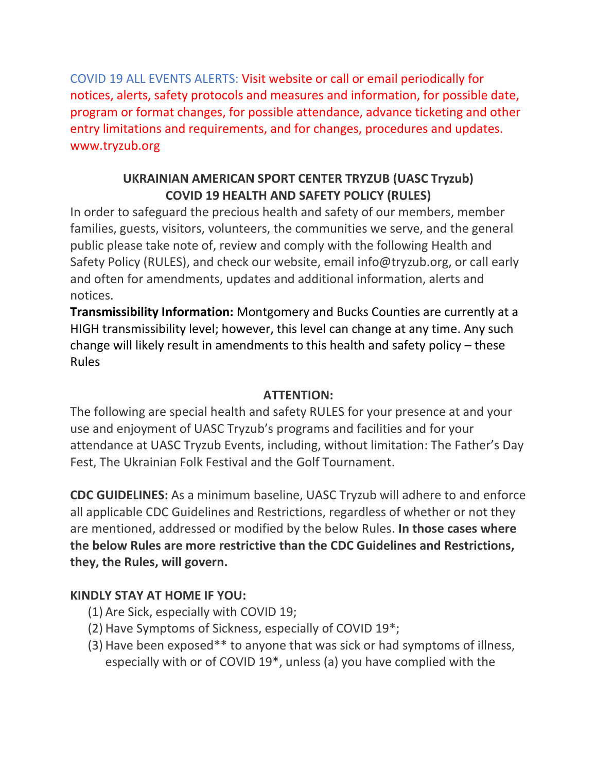COVID 19 ALL EVENTS ALERTS: Visit website or call or email periodically for notices, alerts, safety protocols and measures and information, for possible date, program or format changes, for possible attendance, advance ticketing and other entry limitations and requirements, and for changes, procedures and updates. www.tryzub.org

## UKRAINIAN AMERICAN SPORT CENTER TRYZUB (UASC Tryzub) COVID 19 HEALTH AND SAFETY POLICY (RULES)

In order to safeguard the precious health and safety of our members, member families, guests, visitors, volunteers, the communities we serve, and the general public please take note of, review and comply with the following Health and Safety Policy (RULES), and check our website, email info@tryzub.org, or call early and often for amendments, updates and additional information, alerts and notices.

**Transmissibility Information:** Montgomery and Bucks Counties are currently at a HIGH transmissibility level; however, this level can change at any time. Any such change will likely result in amendments to this health and safety policy – these Rules

**ATTENTION:**

The following are special health and safety RULES for your presence at and your use and enjoyment of UASC Tryzub's programs and facilities and for your attendance at UASC Tryzub Events, including, without limitation: The Father's Day Fest, The Ukrainian Folk Festival and the Golf Tournament.

**CDC GUIDELINES:** As a minimum baseline, UASC Tryzub will adhere to and enforce all applicable CDC Guidelines and Restrictions, regardless of whether or not they are mentioned, addressed or modified by the below Rules. **In those cases where the below Rules are more restrictive than the CDC Guidelines and Restrictions, they, the Rules, will govern.**

**KINDLY STAY AT HOME IF YOU:**

(1) Are Sick, especially with COVID 19;
(2) Have Symptoms of Sickness, especially of COVID 19*;
(3) Have been exposed** to anyone that was sick or had symptoms of illness, especially with or of COVID 19*, unless (a) you have complied with the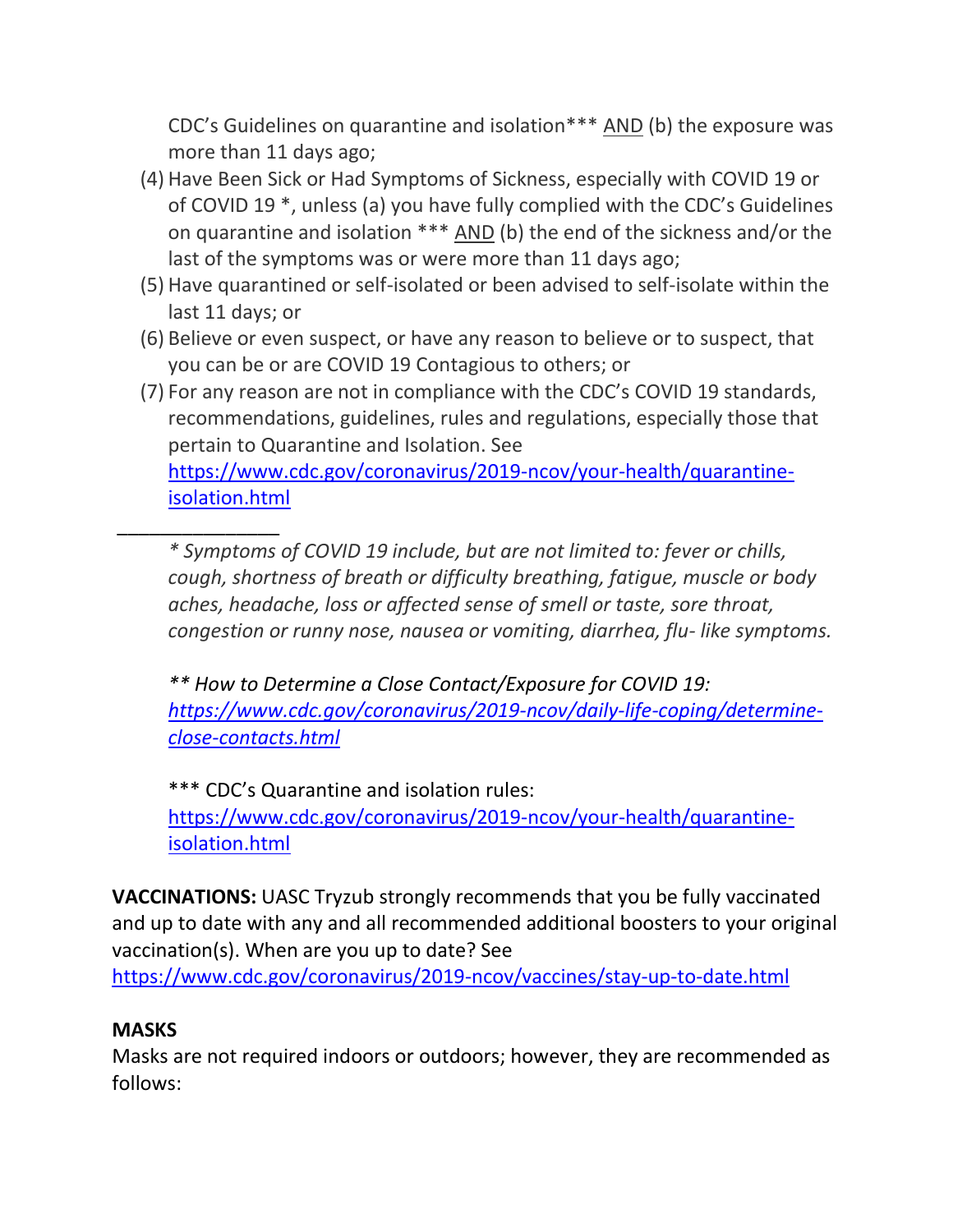CDC's Guidelines on quarantine and isolation*** <u>AND</u> (b) the exposure was more than 11 days ago;

(4) Have Been Sick or Had Symptoms of Sickness, especially with COVID 19 or of COVID 19 *, unless (a) you have fully complied with the CDC's Guidelines on quarantine and isolation *** <u>AND</u> (b) the end of the sickness and/or the last of the symptoms was or were more than 11 days ago;

(5) Have quarantined or self-isolated or been advised to self-isolate within the last 11 days; or

(6) Believe or even suspect, or have any reason to believe or to suspect, that you can be or are COVID 19 Contagious to others; or

(7) For any reason are not in compliance with the CDC's COVID 19 standards, recommendations, guidelines, rules and regulations, especially those that pertain to Quarantine and Isolation. See [https://www.cdc.gov/coronavirus/2019-ncov/your-health/quarantine-isolation.html](https://www.cdc.gov/coronavirus/2019-ncov/your-health/quarantine-isolation.html)

---

*\* Symptoms of COVID 19 include, but are not limited to: fever or chills, cough, shortness of breath or difficulty breathing, fatigue, muscle or body aches, headache, loss or affected sense of smell or taste, sore throat, congestion or runny nose, nausea or vomiting, diarrhea, flu- like symptoms.*

*\*\* How to Determine a Close Contact/Exposure for COVID 19: [https://www.cdc.gov/coronavirus/2019-ncov/daily-life-coping/determine-close-contacts.html](https://www.cdc.gov/coronavirus/2019-ncov/daily-life-coping/determine-close-contacts.html)*

*** CDC's Quarantine and isolation rules: [https://www.cdc.gov/coronavirus/2019-ncov/your-health/quarantine-isolation.html](https://www.cdc.gov/coronavirus/2019-ncov/your-health/quarantine-isolation.html)

**VACCINATIONS:** UASC Tryzub strongly recommends that you be fully vaccinated and up to date with any and all recommended additional boosters to your original vaccination(s). When are you up to date? See [https://www.cdc.gov/coronavirus/2019-ncov/vaccines/stay-up-to-date.html](https://www.cdc.gov/coronavirus/2019-ncov/vaccines/stay-up-to-date.html)

**MASKS**

Masks are not required indoors or outdoors; however, they are recommended as follows: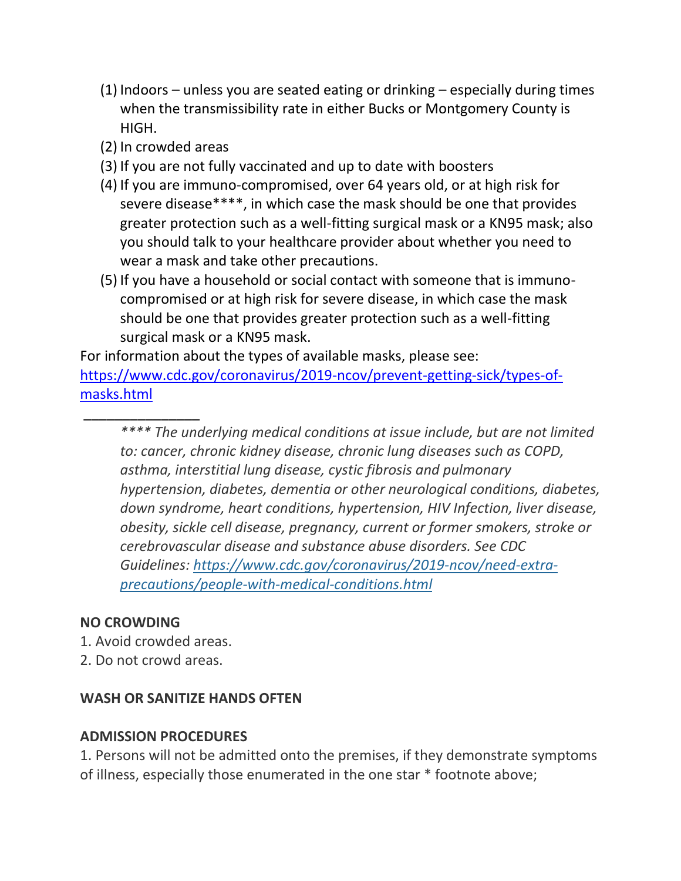(1) Indoors – unless you are seated eating or drinking – especially during times when the transmissibility rate in either Bucks or Montgomery County is HIGH.
(2) In crowded areas
(3) If you are not fully vaccinated and up to date with boosters
(4) If you are immuno-compromised, over 64 years old, or at high risk for severe disease****, in which case the mask should be one that provides greater protection such as a well-fitting surgical mask or a KN95 mask; also you should talk to your healthcare provider about whether you need to wear a mask and take other precautions.
(5) If you have a household or social contact with someone that is immuno-compromised or at high risk for severe disease, in which case the mask should be one that provides greater protection such as a well-fitting surgical mask or a KN95 mask.

For information about the types of available masks, please see: [https://www.cdc.gov/coronavirus/2019-ncov/prevent-getting-sick/types-of-masks.html](https://www.cdc.gov/coronavirus/2019-ncov/prevent-getting-sick/types-of-masks.html)

_______________

*\*\*\*\* The underlying medical conditions at issue include, but are not limited to: cancer, chronic kidney disease, chronic lung diseases such as COPD, asthma, interstitial lung disease, cystic fibrosis and pulmonary hypertension, diabetes, dementia or other neurological conditions, diabetes, down syndrome, heart conditions, hypertension, HIV Infection, liver disease, obesity, sickle cell disease, pregnancy, current or former smokers, stroke or cerebrovascular disease and substance abuse disorders. See CDC Guidelines: [https://www.cdc.gov/coronavirus/2019-ncov/need-extra-precautions/people-with-medical-conditions.html](https://www.cdc.gov/coronavirus/2019-ncov/need-extra-precautions/people-with-medical-conditions.html)*

**NO CROWDING**

1. Avoid crowded areas.
2. Do not crowd areas.

**WASH OR SANITIZE HANDS OFTEN**

**ADMISSION PROCEDURES**

1. Persons will not be admitted onto the premises, if they demonstrate symptoms of illness, especially those enumerated in the one star * footnote above;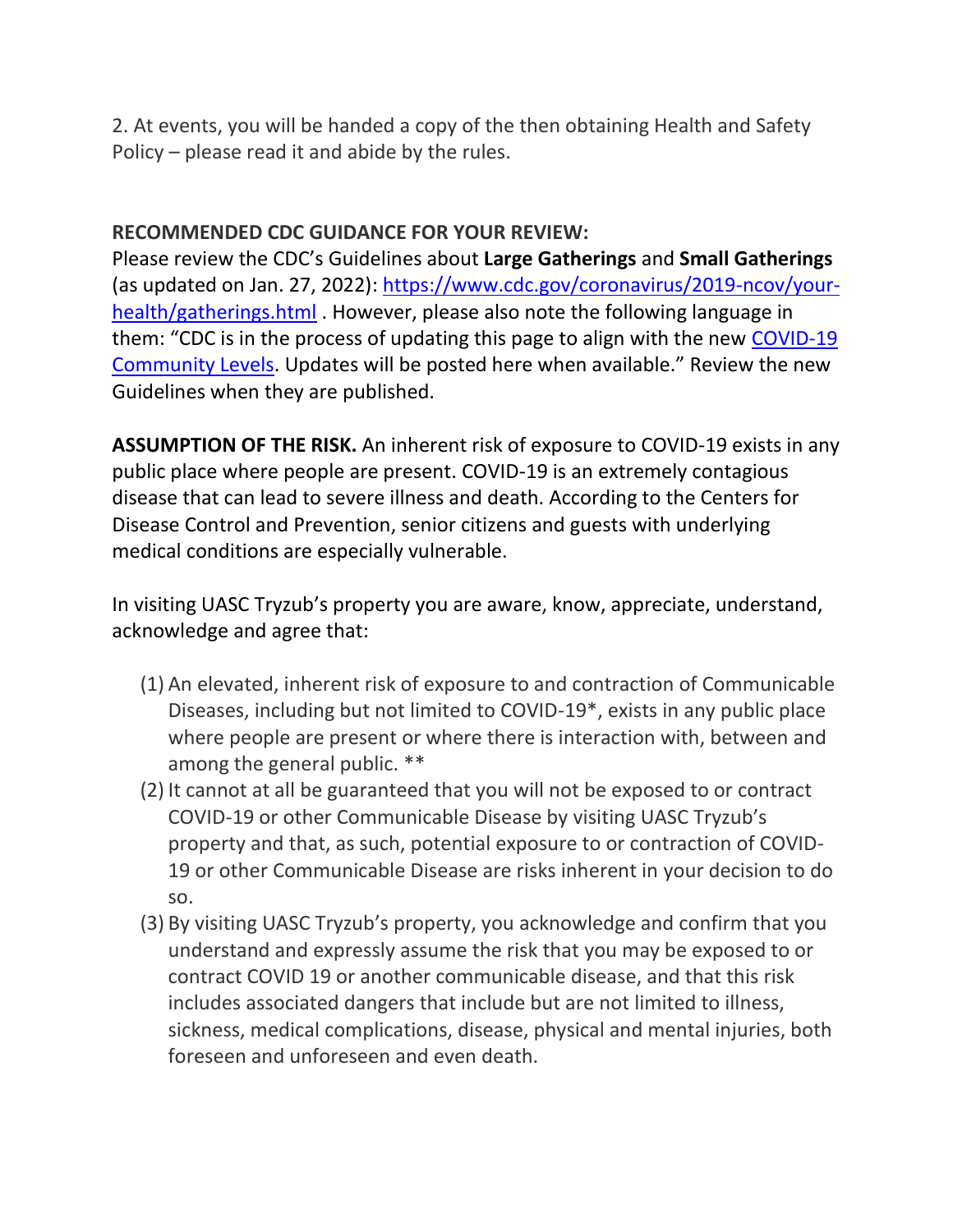2. At events, you will be handed a copy of the then obtaining Health and Safety Policy – please read it and abide by the rules.

**RECOMMENDED CDC GUIDANCE FOR YOUR REVIEW:**
Please review the CDC's Guidelines about **Large Gatherings** and **Small Gatherings** (as updated on Jan. 27, 2022): [https://www.cdc.gov/coronavirus/2019-ncov/your-health/gatherings.html](https://www.cdc.gov/coronavirus/2019-ncov/your-health/gatherings.html) . However, please also note the following language in them: "CDC is in the process of updating this page to align with the new [COVID-19 Community Levels](). Updates will be posted here when available." Review the new Guidelines when they are published.

**ASSUMPTION OF THE RISK.** An inherent risk of exposure to COVID-19 exists in any public place where people are present. COVID-19 is an extremely contagious disease that can lead to severe illness and death. According to the Centers for Disease Control and Prevention, senior citizens and guests with underlying medical conditions are especially vulnerable.

In visiting UASC Tryzub's property you are aware, know, appreciate, understand, acknowledge and agree that:

(1) An elevated, inherent risk of exposure to and contraction of Communicable Diseases, including but not limited to COVID-19*, exists in any public place where people are present or where there is interaction with, between and among the general public. **

(2) It cannot at all be guaranteed that you will not be exposed to or contract COVID-19 or other Communicable Disease by visiting UASC Tryzub's property and that, as such, potential exposure to or contraction of COVID-19 or other Communicable Disease are risks inherent in your decision to do so.

(3) By visiting UASC Tryzub's property, you acknowledge and confirm that you understand and expressly assume the risk that you may be exposed to or contract COVID 19 or another communicable disease, and that this risk includes associated dangers that include but are not limited to illness, sickness, medical complications, disease, physical and mental injuries, both foreseen and unforeseen and even death.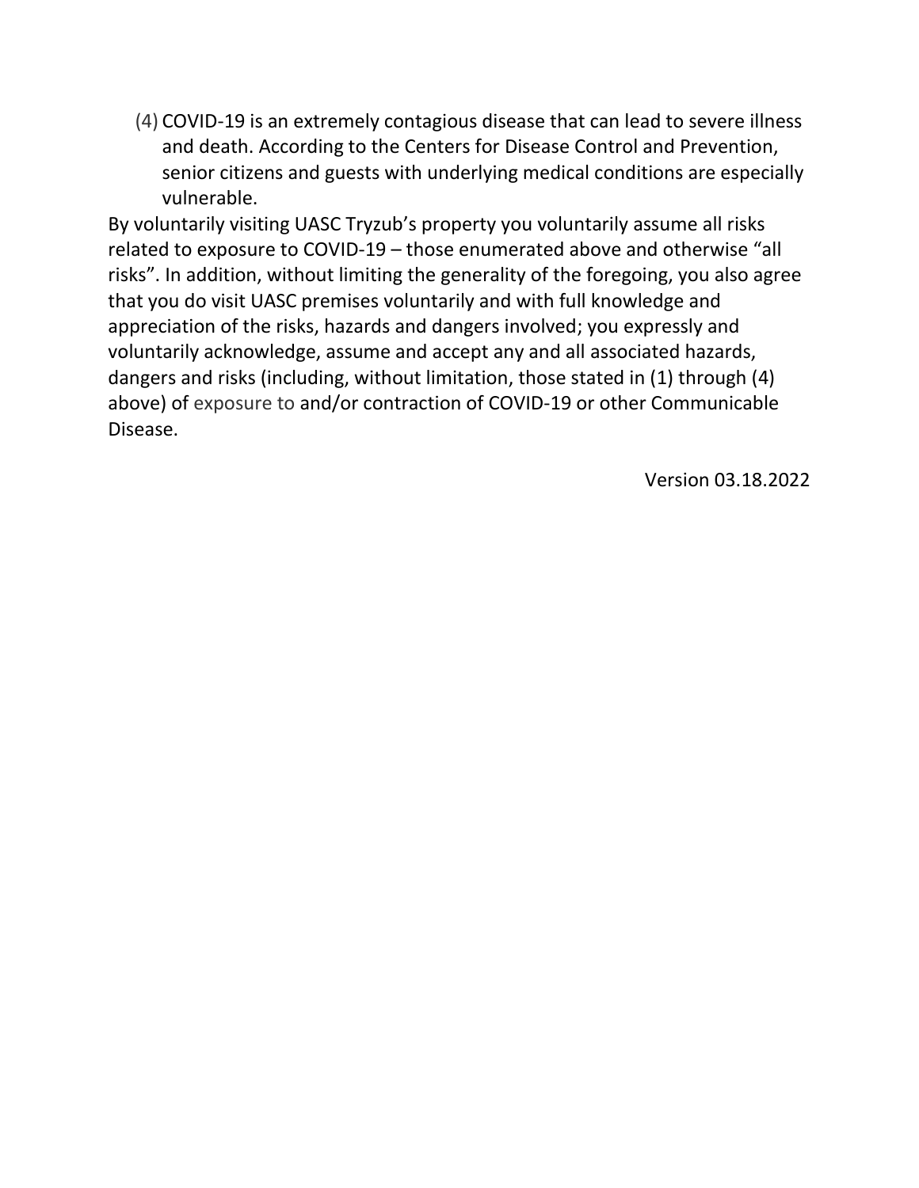(4) COVID-19 is an extremely contagious disease that can lead to severe illness and death. According to the Centers for Disease Control and Prevention, senior citizens and guests with underlying medical conditions are especially vulnerable.

By voluntarily visiting UASC Tryzub's property you voluntarily assume all risks related to exposure to COVID-19 – those enumerated above and otherwise "all risks". In addition, without limiting the generality of the foregoing, you also agree that you do visit UASC premises voluntarily and with full knowledge and appreciation of the risks, hazards and dangers involved; you expressly and voluntarily acknowledge, assume and accept any and all associated hazards, dangers and risks (including, without limitation, those stated in (1) through (4) above) of exposure to and/or contraction of COVID-19 or other Communicable Disease.

Version 03.18.2022